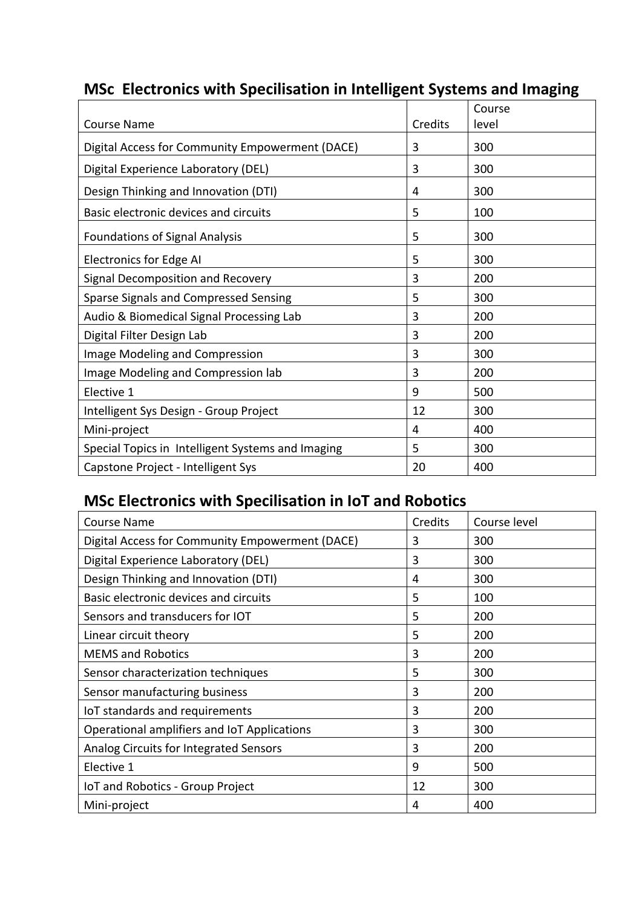## MSc Electronics with Specilisation in Intelligent Systems and Imaging

| Course Name | Credits | Course level |
|---|---|---|
| Digital Access for Community Empowerment (DACE) | 3 | 300 |
| Digital Experience Laboratory (DEL) | 3 | 300 |
| Design Thinking and Innovation (DTI) | 4 | 300 |
| Basic electronic devices and circuits | 5 | 100 |
| Foundations of Signal Analysis | 5 | 300 |
| Electronics for Edge AI | 5 | 300 |
| Signal Decomposition and Recovery | 3 | 200 |
| Sparse Signals and Compressed Sensing | 5 | 300 |
| Audio & Biomedical Signal Processing Lab | 3 | 200 |
| Digital Filter Design Lab | 3 | 200 |
| Image Modeling and Compression | 3 | 300 |
| Image Modeling and Compression lab | 3 | 200 |
| Elective 1 | 9 | 500 |
| Intelligent Sys Design - Group Project | 12 | 300 |
| Mini-project | 4 | 400 |
| Special Topics in Intelligent Systems and Imaging | 5 | 300 |
| Capstone Project - Intelligent Sys | 20 | 400 |

## MSc Electronics with Specilisation in IoT and Robotics

| Course Name | Credits | Course level |
|---|---|---|
| Digital Access for Community Empowerment (DACE) | 3 | 300 |
| Digital Experience Laboratory (DEL) | 3 | 300 |
| Design Thinking and Innovation (DTI) | 4 | 300 |
| Basic electronic devices and circuits | 5 | 100 |
| Sensors and transducers for IOT | 5 | 200 |
| Linear circuit theory | 5 | 200 |
| MEMS and Robotics | 3 | 200 |
| Sensor characterization techniques | 5 | 300 |
| Sensor manufacturing business | 3 | 200 |
| IoT standards and requirements | 3 | 200 |
| Operational amplifiers and IoT Applications | 3 | 300 |
| Analog Circuits for Integrated Sensors | 3 | 200 |
| Elective 1 | 9 | 500 |
| IoT and Robotics - Group Project | 12 | 300 |
| Mini-project | 4 | 400 |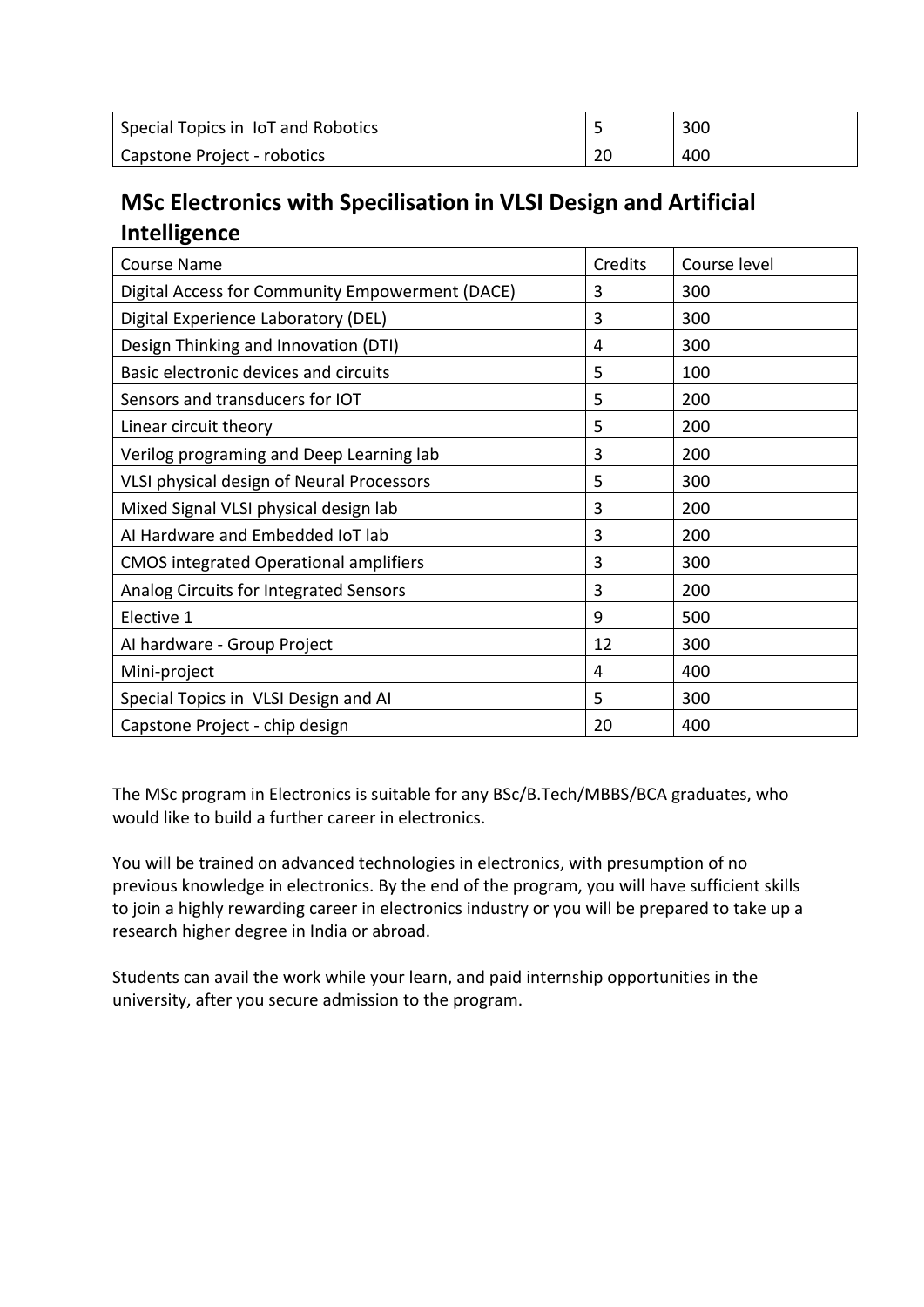| | | |
|---|---|---|
| Special Topics in IoT and Robotics | 5 | 300 |
| Capstone Project - robotics | 20 | 400 |

## MSc Electronics with Specilisation in VLSI Design and Artificial Intelligence

| Course Name | Credits | Course level |
|---|---|---|
| Digital Access for Community Empowerment (DACE) | 3 | 300 |
| Digital Experience Laboratory (DEL) | 3 | 300 |
| Design Thinking and Innovation (DTI) | 4 | 300 |
| Basic electronic devices and circuits | 5 | 100 |
| Sensors and transducers for IOT | 5 | 200 |
| Linear circuit theory | 5 | 200 |
| Verilog programing and Deep Learning lab | 3 | 200 |
| VLSI physical design of Neural Processors | 5 | 300 |
| Mixed Signal VLSI physical design lab | 3 | 200 |
| AI Hardware and Embedded IoT lab | 3 | 200 |
| CMOS integrated Operational amplifiers | 3 | 300 |
| Analog Circuits for Integrated Sensors | 3 | 200 |
| Elective 1 | 9 | 500 |
| AI hardware - Group Project | 12 | 300 |
| Mini-project | 4 | 400 |
| Special Topics in VLSI Design and AI | 5 | 300 |
| Capstone Project - chip design | 20 | 400 |

The MSc program in Electronics is suitable for any BSc/B.Tech/MBBS/BCA graduates, who would like to build a further career in electronics.

You will be trained on advanced technologies in electronics, with presumption of no previous knowledge in electronics. By the end of the program, you will have sufficient skills to join a highly rewarding career in electronics industry or you will be prepared to take up a research higher degree in India or abroad.

Students can avail the work while your learn, and paid internship opportunities in the university, after you secure admission to the program.